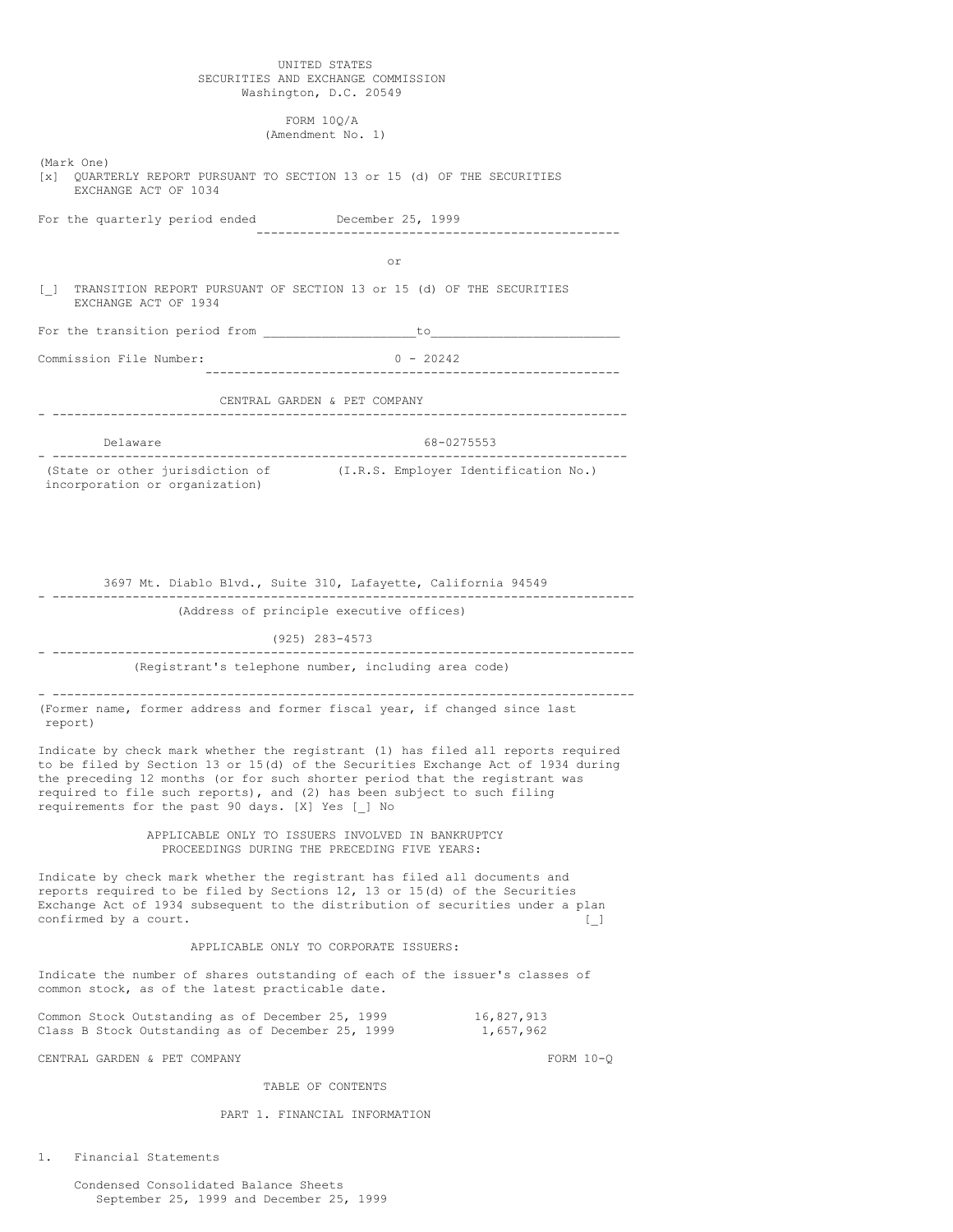UNITED STATES
SECURITIES AND EXCHANGE COMMISSION
Washington, D.C. 20549

FORM 10Q/A
(Amendment No. 1)

(Mark One)

[x] QUARTERLY REPORT PURSUANT TO SECTION 13 or 15 (d) OF THE SECURITIES EXCHANGE ACT OF 1034

For the quarterly period ended December 25, 1999

or

[_] TRANSITION REPORT PURSUANT OF SECTION 13 or 15 (d) OF THE SECURITIES EXCHANGE ACT OF 1934

For the transition period from ____________________to________________________

Commission File Number: 0 - 20242

CENTRAL GARDEN & PET COMPANY

| Delaware | 68-0275553 |
|---|---|
| (State or other jurisdiction of incorporation or organization) | (I.R.S. Employer Identification No.) |

3697 Mt. Diablo Blvd., Suite 310, Lafayette, California 94549

(Address of principle executive offices)

(925) 283-4573

(Registrant's telephone number, including area code)

(Former name, former address and former fiscal year, if changed since last report)

Indicate by check mark whether the registrant (1) has filed all reports required to be filed by Section 13 or 15(d) of the Securities Exchange Act of 1934 during the preceding 12 months (or for such shorter period that the registrant was required to file such reports), and (2) has been subject to such filing requirements for the past 90 days. [X] Yes [_] No

APPLICABLE ONLY TO ISSUERS INVOLVED IN BANKRUPTCY PROCEEDINGS DURING THE PRECEDING FIVE YEARS:

Indicate by check mark whether the registrant has filed all documents and reports required to be filed by Sections 12, 13 or 15(d) of the Securities Exchange Act of 1934 subsequent to the distribution of securities under a plan confirmed by a court. [_]

APPLICABLE ONLY TO CORPORATE ISSUERS:

Indicate the number of shares outstanding of each of the issuer's classes of common stock, as of the latest practicable date.

| | |
|---|---|
| Common Stock Outstanding as of December 25, 1999 | 16,827,913 |
| Class B Stock Outstanding as of December 25, 1999 | 1,657,962 |

CENTRAL GARDEN & PET COMPANY FORM 10-Q

TABLE OF CONTENTS

PART 1. FINANCIAL INFORMATION

1. Financial Statements

Condensed Consolidated Balance Sheets
September 25, 1999 and December 25, 1999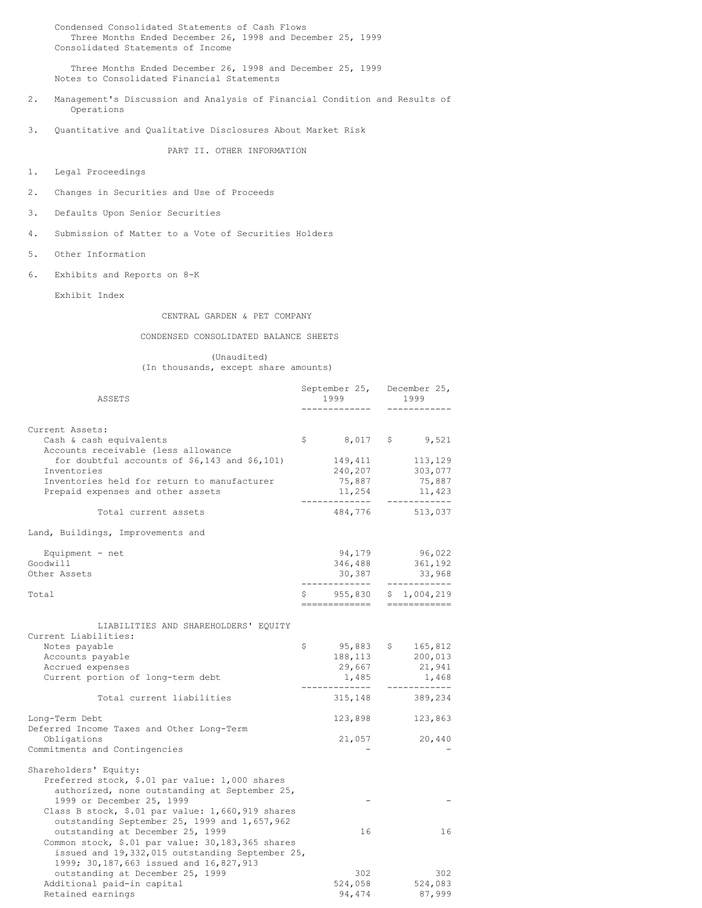Condensed Consolidated Statements of Cash Flows
Three Months Ended December 26, 1998 and December 25, 1999
Consolidated Statements of Income

Three Months Ended December 26, 1998 and December 25, 1999
Notes to Consolidated Financial Statements

2. Management's Discussion and Analysis of Financial Condition and Results of Operations

3. Quantitative and Qualitative Disclosures About Market Risk

PART II. OTHER INFORMATION

1. Legal Proceedings

2. Changes in Securities and Use of Proceeds

3. Defaults Upon Senior Securities

4. Submission of Matter to a Vote of Securities Holders

5. Other Information

6. Exhibits and Reports on 8-K

Exhibit Index

CENTRAL GARDEN & PET COMPANY

CONDENSED CONSOLIDATED BALANCE SHEETS

(Unaudited)
(In thousands, except share amounts)

| ASSETS | September 25, 1999 | December 25, 1999 |
|---|---|---|
| Current Assets: | | |
| Cash & cash equivalents | $ 8,017 | $ 9,521 |
| Accounts receivable (less allowance for doubtful accounts of $6,143 and $6,101) | 149,411 | 113,129 |
| Inventories | 240,207 | 303,077 |
| Inventories held for return to manufacturer | 75,887 | 75,887 |
| Prepaid expenses and other assets | 11,254 | 11,423 |
| Total current assets | 484,776 | 513,037 |
| Land, Buildings, Improvements and Equipment - net | 94,179 | 96,022 |
| Goodwill | 346,488 | 361,192 |
| Other Assets | 30,387 | 33,968 |
| Total | $ 955,830 | $ 1,004,219 |
| LIABILITIES AND SHAREHOLDERS' EQUITY | | |
| Current Liabilities: | | |
| Notes payable | $ 95,883 | $ 165,812 |
| Accounts payable | 188,113 | 200,013 |
| Accrued expenses | 29,667 | 21,941 |
| Current portion of long-term debt | 1,485 | 1,468 |
| Total current liabilities | 315,148 | 389,234 |
| Long-Term Debt | 123,898 | 123,863 |
| Deferred Income Taxes and Other Long-Term Obligations | 21,057 | 20,440 |
| Commitments and Contingencies | - | - |
| Shareholders' Equity: | | |
| Preferred stock, $.01 par value: 1,000 shares authorized, none outstanding at September 25, 1999 or December 25, 1999 | - | - |
| Class B stock, $.01 par value: 1,660,919 shares outstanding September 25, 1999 and 1,657,962 outstanding at December 25, 1999 | 16 | 16 |
| Common stock, $.01 par value: 30,183,365 shares issued and 19,332,015 outstanding September 25, 1999; 30,187,663 issued and 16,827,913 outstanding at December 25, 1999 | 302 | 302 |
| Additional paid-in capital | 524,058 | 524,083 |
| Retained earnings | 94,474 | 87,999 |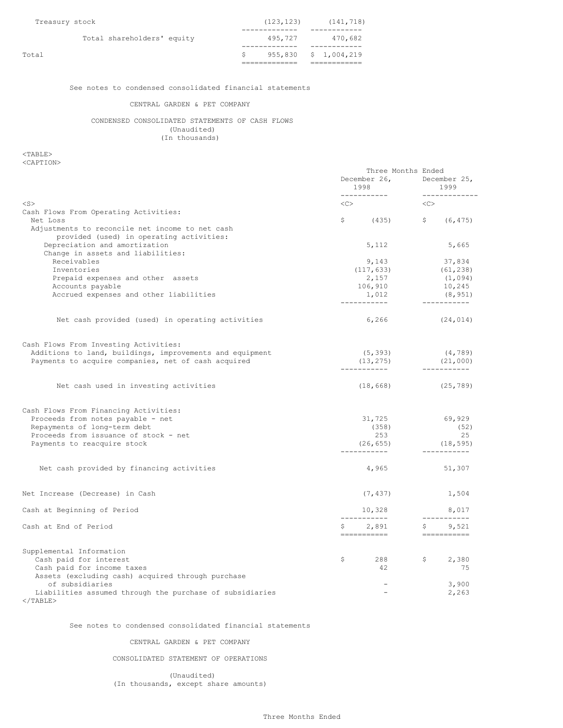| | | |
|---|---|---|
| Treasury stock | (123,123) | (141,718) |
| Total shareholders' equity | 495,727 | 470,682 |
| Total | $ 955,830 | $ 1,004,219 |

See notes to condensed consolidated financial statements

CENTRAL GARDEN & PET COMPANY

CONDENSED CONSOLIDATED STATEMENTS OF CASH FLOWS
(Unaudited)
(In thousands)

| | Three Months Ended December 26, 1998 | Three Months Ended December 25, 1999 |
|---|---|---|
| **Cash Flows From Operating Activities:** | | |
| Net Loss | $ (435) | $ (6,475) |
| Adjustments to reconcile net income to net cash provided (used) in operating activities: | | |
| Depreciation and amortization | 5,112 | 5,665 |
| Change in assets and liabilities: | | |
| Receivables | 9,143 | 37,834 |
| Inventories | (117,633) | (61,238) |
| Prepaid expenses and other assets | 2,157 | (1,094) |
| Accounts payable | 106,910 | 10,245 |
| Accrued expenses and other liabilities | 1,012 | (8,951) |
| Net cash provided (used) in operating activities | 6,266 | (24,014) |
| **Cash Flows From Investing Activities:** | | |
| Additions to land, buildings, improvements and equipment | (5,393) | (4,789) |
| Payments to acquire companies, net of cash acquired | (13,275) | (21,000) |
| Net cash used in investing activities | (18,668) | (25,789) |
| **Cash Flows From Financing Activities:** | | |
| Proceeds from notes payable - net | 31,725 | 69,929 |
| Repayments of long-term debt | (358) | (52) |
| Proceeds from issuance of stock - net | 253 | 25 |
| Payments to reacquire stock | (26,655) | (18,595) |
| Net cash provided by financing activities | 4,965 | 51,307 |
| Net Increase (Decrease) in Cash | (7,437) | 1,504 |
| Cash at Beginning of Period | 10,328 | 8,017 |
| Cash at End of Period | $ 2,891 | $ 9,521 |
| **Supplemental Information** | | |
| Cash paid for interest | $ 288 | $ 2,380 |
| Cash paid for income taxes | 42 | 75 |
| Assets (excluding cash) acquired through purchase of subsidiaries | - | 3,900 |
| Liabilities assumed through the purchase of subsidiaries | - | 2,263 |

See notes to condensed consolidated financial statements

CENTRAL GARDEN & PET COMPANY

CONSOLIDATED STATEMENT OF OPERATIONS

(Unaudited)
(In thousands, except share amounts)

Three Months Ended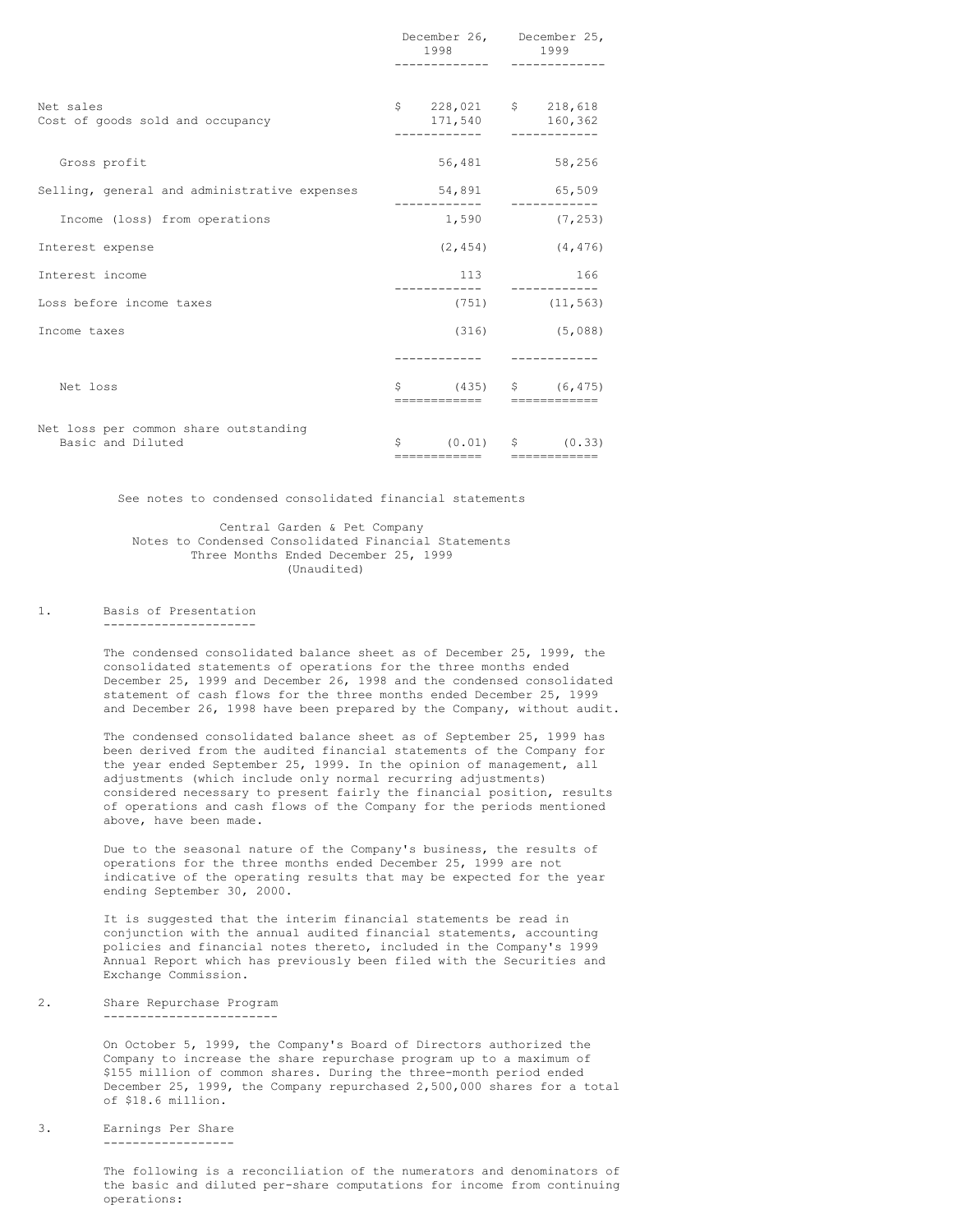| | December 26, 1998 | December 25, 1999 |
|---|---|---|
| Net sales | $ 228,021 | $ 218,618 |
| Cost of goods sold and occupancy | 171,540 | 160,362 |
| Gross profit | 56,481 | 58,256 |
| Selling, general and administrative expenses | 54,891 | 65,509 |
| Income (loss) from operations | 1,590 | (7,253) |
| Interest expense | (2,454) | (4,476) |
| Interest income | 113 | 166 |
| Loss before income taxes | (751) | (11,563) |
| Income taxes | (316) | (5,088) |
| Net loss | $ (435) | $ (6,475) |
| Net loss per common share outstanding Basic and Diluted | $ (0.01) | $ (0.33) |

See notes to condensed consolidated financial statements

Central Garden & Pet Company
Notes to Condensed Consolidated Financial Statements
Three Months Ended December 25, 1999
(Unaudited)

1. Basis of Presentation

The condensed consolidated balance sheet as of December 25, 1999, the consolidated statements of operations for the three months ended December 25, 1999 and December 26, 1998 and the condensed consolidated statement of cash flows for the three months ended December 25, 1999 and December 26, 1998 have been prepared by the Company, without audit.

The condensed consolidated balance sheet as of September 25, 1999 has been derived from the audited financial statements of the Company for the year ended September 25, 1999. In the opinion of management, all adjustments (which include only normal recurring adjustments) considered necessary to present fairly the financial position, results of operations and cash flows of the Company for the periods mentioned above, have been made.

Due to the seasonal nature of the Company's business, the results of operations for the three months ended December 25, 1999 are not indicative of the operating results that may be expected for the year ending September 30, 2000.

It is suggested that the interim financial statements be read in conjunction with the annual audited financial statements, accounting policies and financial notes thereto, included in the Company's 1999 Annual Report which has previously been filed with the Securities and Exchange Commission.

2. Share Repurchase Program

On October 5, 1999, the Company's Board of Directors authorized the Company to increase the share repurchase program up to a maximum of $155 million of common shares. During the three-month period ended December 25, 1999, the Company repurchased 2,500,000 shares for a total of $18.6 million.

3. Earnings Per Share

The following is a reconciliation of the numerators and denominators of the basic and diluted per-share computations for income from continuing operations: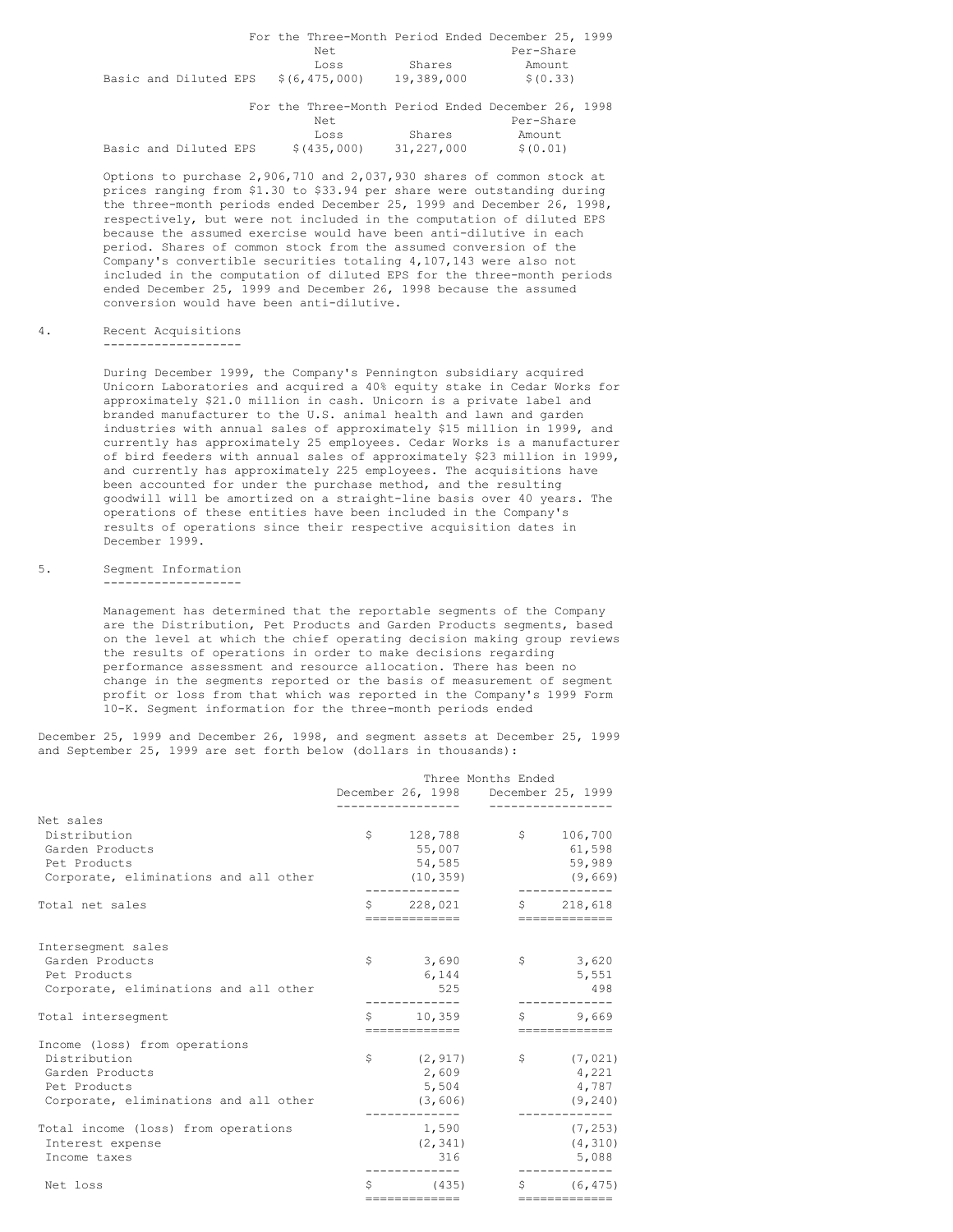**For the Three-Month Period Ended December 25, 1999**

| | Net Loss | Shares | Per-Share Amount |
|---|---|---|---|
| Basic and Diluted EPS | $(6,475,000) | 19,389,000 | $(0.33) |

**For the Three-Month Period Ended December 26, 1998**

| | Net Loss | Shares | Per-Share Amount |
|---|---|---|---|
| Basic and Diluted EPS | $(435,000) | 31,227,000 | $(0.01) |

Options to purchase 2,906,710 and 2,037,930 shares of common stock at prices ranging from $1.30 to $33.94 per share were outstanding during the three-month periods ended December 25, 1999 and December 26, 1998, respectively, but were not included in the computation of diluted EPS because the assumed exercise would have been anti-dilutive in each period. Shares of common stock from the assumed conversion of the Company's convertible securities totaling 4,107,143 were also not included in the computation of diluted EPS for the three-month periods ended December 25, 1999 and December 26, 1998 because the assumed conversion would have been anti-dilutive.

## 4. Recent Acquisitions

During December 1999, the Company's Pennington subsidiary acquired Unicorn Laboratories and acquired a 40% equity stake in Cedar Works for approximately $21.0 million in cash. Unicorn is a private label and branded manufacturer to the U.S. animal health and lawn and garden industries with annual sales of approximately $15 million in 1999, and currently has approximately 25 employees. Cedar Works is a manufacturer of bird feeders with annual sales of approximately $23 million in 1999, and currently has approximately 225 employees. The acquisitions have been accounted for under the purchase method, and the resulting goodwill will be amortized on a straight-line basis over 40 years. The operations of these entities have been included in the Company's results of operations since their respective acquisition dates in December 1999.

## 5. Segment Information

Management has determined that the reportable segments of the Company are the Distribution, Pet Products and Garden Products segments, based on the level at which the chief operating decision making group reviews the results of operations in order to make decisions regarding performance assessment and resource allocation. There has been no change in the segments reported or the basis of measurement of segment profit or loss from that which was reported in the Company's 1999 Form 10-K. Segment information for the three-month periods ended December 25, 1999 and December 26, 1998, and segment assets at December 25, 1999 and September 25, 1999 are set forth below (dollars in thousands):

| | Three Months Ended | |
|---|---|---|
| | December 26, 1998 | December 25, 1999 |
| **Net sales** | | |
| Distribution | $ 128,788 | $ 106,700 |
| Garden Products | 55,007 | 61,598 |
| Pet Products | 54,585 | 59,989 |
| Corporate, eliminations and all other | (10,359) | (9,669) |
| Total net sales | $ 228,021 | $ 218,618 |
| **Intersegment sales** | | |
| Garden Products | $ 3,690 | $ 3,620 |
| Pet Products | 6,144 | 5,551 |
| Corporate, eliminations and all other | 525 | 498 |
| Total intersegment | $ 10,359 | $ 9,669 |
| **Income (loss) from operations** | | |
| Distribution | $ (2,917) | $ (7,021) |
| Garden Products | 2,609 | 4,221 |
| Pet Products | 5,504 | 4,787 |
| Corporate, eliminations and all other | (3,606) | (9,240) |
| Total income (loss) from operations | 1,590 | (7,253) |
| Interest expense | (2,341) | (4,310) |
| Income taxes | 316 | 5,088 |
| Net loss | $ (435) | $ (6,475) |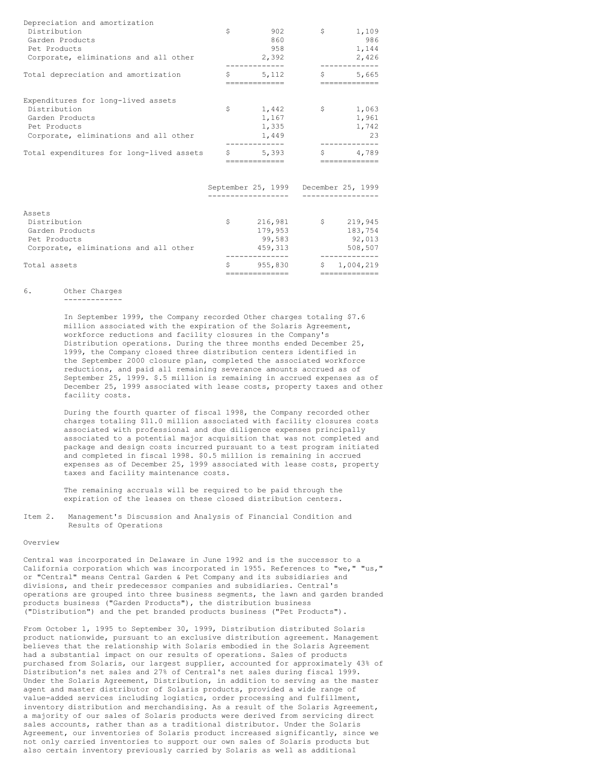| | | |
|---|---|---|
| Depreciation and amortization | | |
| Distribution | $ 902 | $ 1,109 |
| Garden Products | 860 | 986 |
| Pet Products | 958 | 1,144 |
| Corporate, eliminations and all other | 2,392 | 2,426 |
| Total depreciation and amortization | $ 5,112 | $ 5,665 |
| | | |
| Expenditures for long-lived assets | | |
| Distribution | $ 1,442 | $ 1,063 |
| Garden Products | 1,167 | 1,961 |
| Pet Products | 1,335 | 1,742 |
| Corporate, eliminations and all other | 1,449 | 23 |
| Total expenditures for long-lived assets | $ 5,393 | $ 4,789 |

| | September 25, 1999 | December 25, 1999 |
|---|---|---|
| Assets | | |
| Distribution | $ 216,981 | $ 219,945 |
| Garden Products | 179,953 | 183,754 |
| Pet Products | 99,583 | 92,013 |
| Corporate, eliminations and all other | 459,313 | 508,507 |
| Total assets | $ 955,830 | $ 1,004,219 |

6. Other Charges

In September 1999, the Company recorded Other charges totaling $7.6 million associated with the expiration of the Solaris Agreement, workforce reductions and facility closures in the Company's Distribution operations. During the three months ended December 25, 1999, the Company closed three distribution centers identified in the September 2000 closure plan, completed the associated workforce reductions, and paid all remaining severance amounts accrued as of September 25, 1999. $.5 million is remaining in accrued expenses as of December 25, 1999 associated with lease costs, property taxes and other facility costs.

During the fourth quarter of fiscal 1998, the Company recorded other charges totaling $11.0 million associated with facility closures costs associated with professional and due diligence expenses principally associated to a potential major acquisition that was not completed and package and design costs incurred pursuant to a test program initiated and completed in fiscal 1998. $0.5 million is remaining in accrued expenses as of December 25, 1999 associated with lease costs, property taxes and facility maintenance costs.

The remaining accruals will be required to be paid through the expiration of the leases on these closed distribution centers.

Item 2. Management's Discussion and Analysis of Financial Condition and Results of Operations

Overview

Central was incorporated in Delaware in June 1992 and is the successor to a California corporation which was incorporated in 1955. References to "we," "us," or "Central" means Central Garden & Pet Company and its subsidiaries and divisions, and their predecessor companies and subsidiaries. Central's operations are grouped into three business segments, the lawn and garden branded products business ("Garden Products"), the distribution business ("Distribution") and the pet branded products business ("Pet Products").

From October 1, 1995 to September 30, 1999, Distribution distributed Solaris product nationwide, pursuant to an exclusive distribution agreement. Management believes that the relationship with Solaris embodied in the Solaris Agreement had a substantial impact on our results of operations. Sales of products purchased from Solaris, our largest supplier, accounted for approximately 43% of Distribution's net sales and 27% of Central's net sales during fiscal 1999. Under the Solaris Agreement, Distribution, in addition to serving as the master agent and master distributor of Solaris products, provided a wide range of value-added services including logistics, order processing and fulfillment, inventory distribution and merchandising. As a result of the Solaris Agreement, a majority of our sales of Solaris products were derived from servicing direct sales accounts, rather than as a traditional distributor. Under the Solaris Agreement, our inventories of Solaris product increased significantly, since we not only carried inventories to support our own sales of Solaris products but also certain inventory previously carried by Solaris as well as additional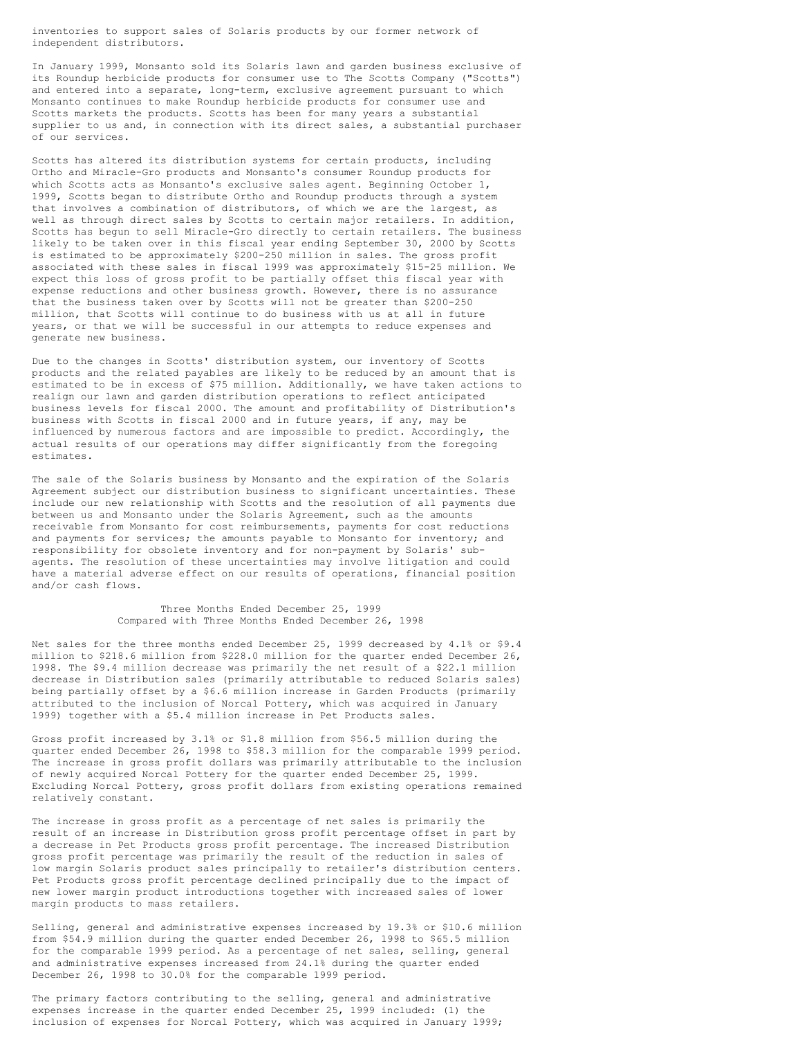inventories to support sales of Solaris products by our former network of independent distributors.

In January 1999, Monsanto sold its Solaris lawn and garden business exclusive of its Roundup herbicide products for consumer use to The Scotts Company ("Scotts") and entered into a separate, long-term, exclusive agreement pursuant to which Monsanto continues to make Roundup herbicide products for consumer use and Scotts markets the products. Scotts has been for many years a substantial supplier to us and, in connection with its direct sales, a substantial purchaser of our services.

Scotts has altered its distribution systems for certain products, including Ortho and Miracle-Gro products and Monsanto's consumer Roundup products for which Scotts acts as Monsanto's exclusive sales agent. Beginning October 1, 1999, Scotts began to distribute Ortho and Roundup products through a system that involves a combination of distributors, of which we are the largest, as well as through direct sales by Scotts to certain major retailers. In addition, Scotts has begun to sell Miracle-Gro directly to certain retailers. The business likely to be taken over in this fiscal year ending September 30, 2000 by Scotts is estimated to be approximately $200-250 million in sales. The gross profit associated with these sales in fiscal 1999 was approximately $15-25 million. We expect this loss of gross profit to be partially offset this fiscal year with expense reductions and other business growth. However, there is no assurance that the business taken over by Scotts will not be greater than $200-250 million, that Scotts will continue to do business with us at all in future years, or that we will be successful in our attempts to reduce expenses and generate new business.

Due to the changes in Scotts' distribution system, our inventory of Scotts products and the related payables are likely to be reduced by an amount that is estimated to be in excess of $75 million. Additionally, we have taken actions to realign our lawn and garden distribution operations to reflect anticipated business levels for fiscal 2000. The amount and profitability of Distribution's business with Scotts in fiscal 2000 and in future years, if any, may be influenced by numerous factors and are impossible to predict. Accordingly, the actual results of our operations may differ significantly from the foregoing estimates.

The sale of the Solaris business by Monsanto and the expiration of the Solaris Agreement subject our distribution business to significant uncertainties. These include our new relationship with Scotts and the resolution of all payments due between us and Monsanto under the Solaris Agreement, such as the amounts receivable from Monsanto for cost reimbursements, payments for cost reductions and payments for services; the amounts payable to Monsanto for inventory; and responsibility for obsolete inventory and for non-payment by Solaris' sub-agents. The resolution of these uncertainties may involve litigation and could have a material adverse effect on our results of operations, financial position and/or cash flows.

### Three Months Ended December 25, 1999 Compared with Three Months Ended December 26, 1998

Net sales for the three months ended December 25, 1999 decreased by 4.1% or $9.4 million to $218.6 million from $228.0 million for the quarter ended December 26, 1998. The $9.4 million decrease was primarily the net result of a $22.1 million decrease in Distribution sales (primarily attributable to reduced Solaris sales) being partially offset by a $6.6 million increase in Garden Products (primarily attributed to the inclusion of Norcal Pottery, which was acquired in January 1999) together with a $5.4 million increase in Pet Products sales.

Gross profit increased by 3.1% or $1.8 million from $56.5 million during the quarter ended December 26, 1998 to $58.3 million for the comparable 1999 period. The increase in gross profit dollars was primarily attributable to the inclusion of newly acquired Norcal Pottery for the quarter ended December 25, 1999. Excluding Norcal Pottery, gross profit dollars from existing operations remained relatively constant.

The increase in gross profit as a percentage of net sales is primarily the result of an increase in Distribution gross profit percentage offset in part by a decrease in Pet Products gross profit percentage. The increased Distribution gross profit percentage was primarily the result of the reduction in sales of low margin Solaris product sales principally to retailer's distribution centers. Pet Products gross profit percentage declined principally due to the impact of new lower margin product introductions together with increased sales of lower margin products to mass retailers.

Selling, general and administrative expenses increased by 19.3% or $10.6 million from $54.9 million during the quarter ended December 26, 1998 to $65.5 million for the comparable 1999 period. As a percentage of net sales, selling, general and administrative expenses increased from 24.1% during the quarter ended December 26, 1998 to 30.0% for the comparable 1999 period.

The primary factors contributing to the selling, general and administrative expenses increase in the quarter ended December 25, 1999 included: (1) the inclusion of expenses for Norcal Pottery, which was acquired in January 1999;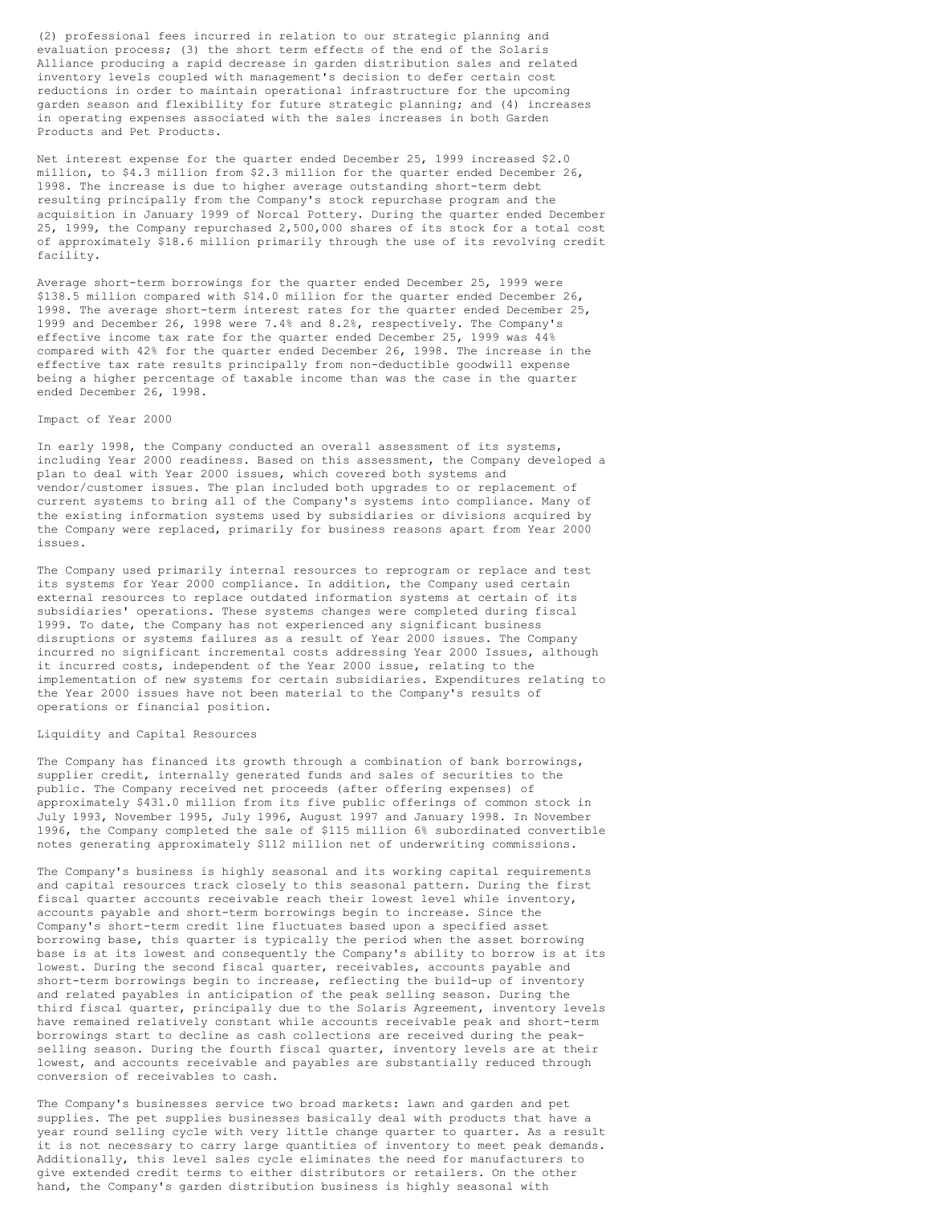(2) professional fees incurred in relation to our strategic planning and evaluation process; (3) the short term effects of the end of the Solaris Alliance producing a rapid decrease in garden distribution sales and related inventory levels coupled with management's decision to defer certain cost reductions in order to maintain operational infrastructure for the upcoming garden season and flexibility for future strategic planning; and (4) increases in operating expenses associated with the sales increases in both Garden Products and Pet Products.

Net interest expense for the quarter ended December 25, 1999 increased $2.0 million, to $4.3 million from $2.3 million for the quarter ended December 26, 1998. The increase is due to higher average outstanding short-term debt resulting principally from the Company's stock repurchase program and the acquisition in January 1999 of Norcal Pottery. During the quarter ended December 25, 1999, the Company repurchased 2,500,000 shares of its stock for a total cost of approximately $18.6 million primarily through the use of its revolving credit facility.

Average short-term borrowings for the quarter ended December 25, 1999 were $138.5 million compared with $14.0 million for the quarter ended December 26, 1998. The average short-term interest rates for the quarter ended December 25, 1999 and December 26, 1998 were 7.4% and 8.2%, respectively. The Company's effective income tax rate for the quarter ended December 25, 1999 was 44% compared with 42% for the quarter ended December 26, 1998. The increase in the effective tax rate results principally from non-deductible goodwill expense being a higher percentage of taxable income than was the case in the quarter ended December 26, 1998.

## Impact of Year 2000

In early 1998, the Company conducted an overall assessment of its systems, including Year 2000 readiness. Based on this assessment, the Company developed a plan to deal with Year 2000 issues, which covered both systems and vendor/customer issues. The plan included both upgrades to or replacement of current systems to bring all of the Company's systems into compliance. Many of the existing information systems used by subsidiaries or divisions acquired by the Company were replaced, primarily for business reasons apart from Year 2000 issues.

The Company used primarily internal resources to reprogram or replace and test its systems for Year 2000 compliance. In addition, the Company used certain external resources to replace outdated information systems at certain of its subsidiaries' operations. These systems changes were completed during fiscal 1999. To date, the Company has not experienced any significant business disruptions or systems failures as a result of Year 2000 issues. The Company incurred no significant incremental costs addressing Year 2000 Issues, although it incurred costs, independent of the Year 2000 issue, relating to the implementation of new systems for certain subsidiaries. Expenditures relating to the Year 2000 issues have not been material to the Company's results of operations or financial position.

## Liquidity and Capital Resources

The Company has financed its growth through a combination of bank borrowings, supplier credit, internally generated funds and sales of securities to the public. The Company received net proceeds (after offering expenses) of approximately $431.0 million from its five public offerings of common stock in July 1993, November 1995, July 1996, August 1997 and January 1998. In November 1996, the Company completed the sale of $115 million 6% subordinated convertible notes generating approximately $112 million net of underwriting commissions.

The Company's business is highly seasonal and its working capital requirements and capital resources track closely to this seasonal pattern. During the first fiscal quarter accounts receivable reach their lowest level while inventory, accounts payable and short-term borrowings begin to increase. Since the Company's short-term credit line fluctuates based upon a specified asset borrowing base, this quarter is typically the period when the asset borrowing base is at its lowest and consequently the Company's ability to borrow is at its lowest. During the second fiscal quarter, receivables, accounts payable and short-term borrowings begin to increase, reflecting the build-up of inventory and related payables in anticipation of the peak selling season. During the third fiscal quarter, principally due to the Solaris Agreement, inventory levels have remained relatively constant while accounts receivable peak and short-term borrowings start to decline as cash collections are received during the peak-selling season. During the fourth fiscal quarter, inventory levels are at their lowest, and accounts receivable and payables are substantially reduced through conversion of receivables to cash.

The Company's businesses service two broad markets: lawn and garden and pet supplies. The pet supplies businesses basically deal with products that have a year round selling cycle with very little change quarter to quarter. As a result it is not necessary to carry large quantities of inventory to meet peak demands. Additionally, this level sales cycle eliminates the need for manufacturers to give extended credit terms to either distributors or retailers. On the other hand, the Company's garden distribution business is highly seasonal with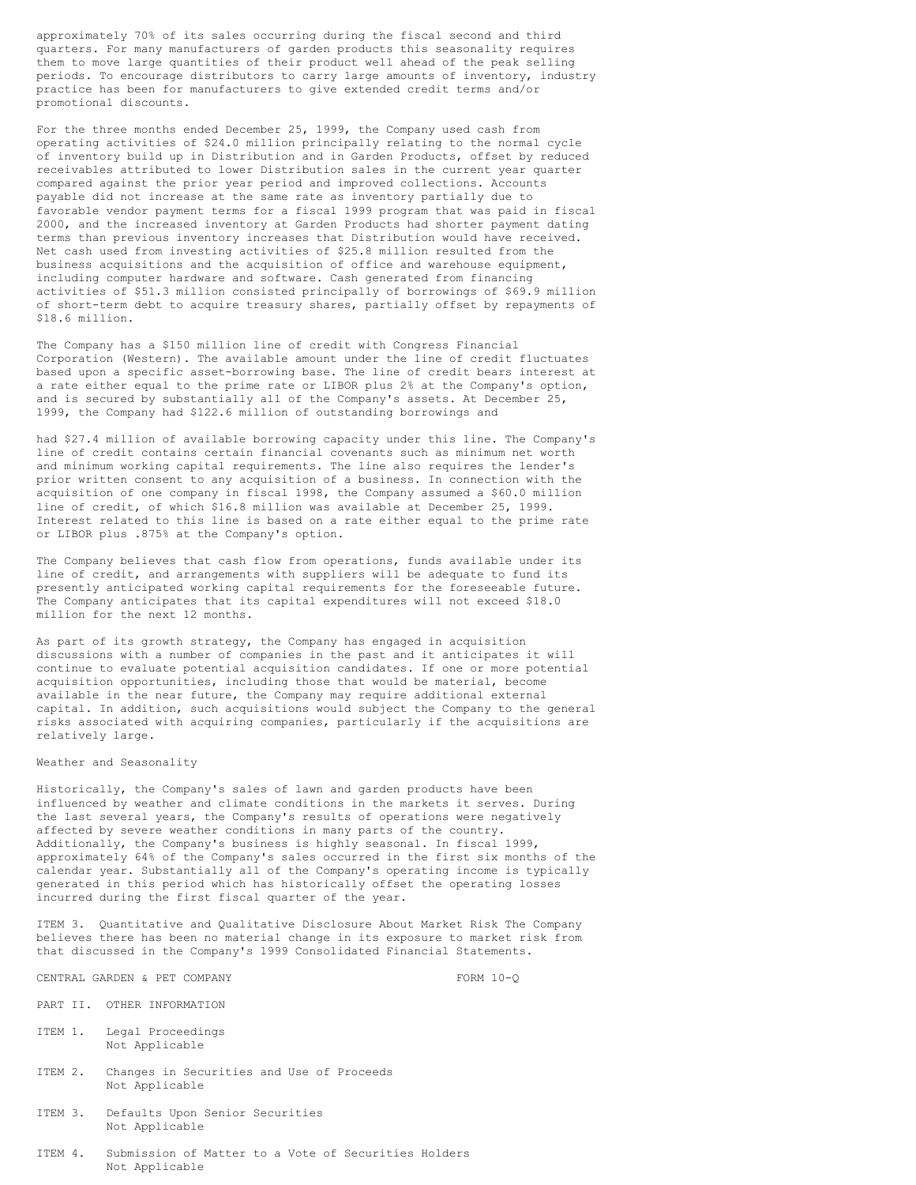approximately 70% of its sales occurring during the fiscal second and third quarters. For many manufacturers of garden products this seasonality requires them to move large quantities of their product well ahead of the peak selling periods. To encourage distributors to carry large amounts of inventory, industry practice has been for manufacturers to give extended credit terms and/or promotional discounts.

For the three months ended December 25, 1999, the Company used cash from operating activities of $24.0 million principally relating to the normal cycle of inventory build up in Distribution and in Garden Products, offset by reduced receivables attributed to lower Distribution sales in the current year quarter compared against the prior year period and improved collections. Accounts payable did not increase at the same rate as inventory partially due to favorable vendor payment terms for a fiscal 1999 program that was paid in fiscal 2000, and the increased inventory at Garden Products had shorter payment dating terms than previous inventory increases that Distribution would have received. Net cash used from investing activities of $25.8 million resulted from the business acquisitions and the acquisition of office and warehouse equipment, including computer hardware and software. Cash generated from financing activities of $51.3 million consisted principally of borrowings of $69.9 million of short-term debt to acquire treasury shares, partially offset by repayments of $18.6 million.

The Company has a $150 million line of credit with Congress Financial Corporation (Western). The available amount under the line of credit fluctuates based upon a specific asset-borrowing base. The line of credit bears interest at a rate either equal to the prime rate or LIBOR plus 2% at the Company's option, and is secured by substantially all of the Company's assets. At December 25, 1999, the Company had $122.6 million of outstanding borrowings and had $27.4 million of available borrowing capacity under this line. The Company's line of credit contains certain financial covenants such as minimum net worth and minimum working capital requirements. The line also requires the lender's prior written consent to any acquisition of a business. In connection with the acquisition of one company in fiscal 1998, the Company assumed a $60.0 million line of credit, of which $16.8 million was available at December 25, 1999. Interest related to this line is based on a rate either equal to the prime rate or LIBOR plus .875% at the Company's option.

The Company believes that cash flow from operations, funds available under its line of credit, and arrangements with suppliers will be adequate to fund its presently anticipated working capital requirements for the foreseeable future. The Company anticipates that its capital expenditures will not exceed $18.0 million for the next 12 months.

As part of its growth strategy, the Company has engaged in acquisition discussions with a number of companies in the past and it anticipates it will continue to evaluate potential acquisition candidates. If one or more potential acquisition opportunities, including those that would be material, become available in the near future, the Company may require additional external capital. In addition, such acquisitions would subject the Company to the general risks associated with acquiring companies, particularly if the acquisitions are relatively large.

## Weather and Seasonality

Historically, the Company's sales of lawn and garden products have been influenced by weather and climate conditions in the markets it serves. During the last several years, the Company's results of operations were negatively affected by severe weather conditions in many parts of the country. Additionally, the Company's business is highly seasonal. In fiscal 1999, approximately 64% of the Company's sales occurred in the first six months of the calendar year. Substantially all of the Company's operating income is typically generated in this period which has historically offset the operating losses incurred during the first fiscal quarter of the year.

ITEM 3. Quantitative and Qualitative Disclosure About Market Risk The Company believes there has been no material change in its exposure to market risk from that discussed in the Company's 1999 Consolidated Financial Statements.

CENTRAL GARDEN & PET COMPANY FORM 10-Q

## PART II. OTHER INFORMATION

ITEM 1. Legal Proceedings
Not Applicable

ITEM 2. Changes in Securities and Use of Proceeds
Not Applicable

ITEM 3. Defaults Upon Senior Securities
Not Applicable

ITEM 4. Submission of Matter to a Vote of Securities Holders
Not Applicable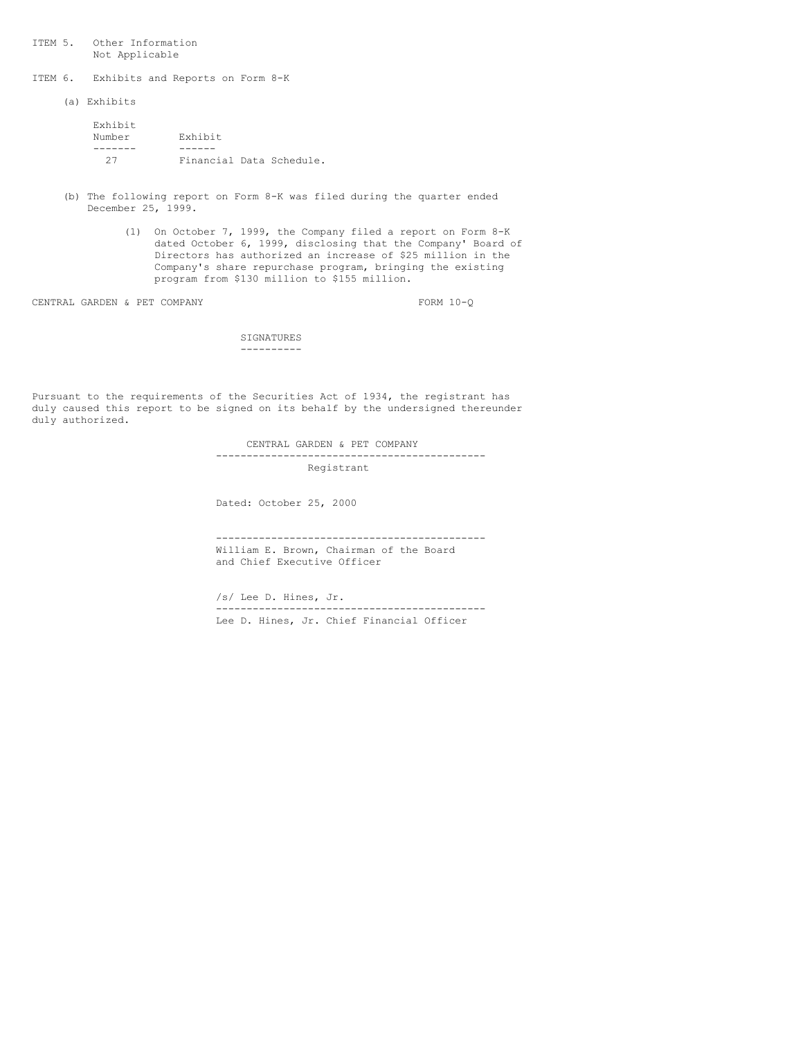ITEM 5. Other Information
Not Applicable

ITEM 6. Exhibits and Reports on Form 8-K

(a) Exhibits

| Exhibit Number | Exhibit |
|---|---|
| 27 | Financial Data Schedule. |

(b) The following report on Form 8-K was filed during the quarter ended December 25, 1999.

(1) On October 7, 1999, the Company filed a report on Form 8-K dated October 6, 1999, disclosing that the Company' Board of Directors has authorized an increase of $25 million in the Company's share repurchase program, bringing the existing program from $130 million to $155 million.

CENTRAL GARDEN & PET COMPANY FORM 10-Q

## SIGNATURES

Pursuant to the requirements of the Securities Act of 1934, the registrant has duly caused this report to be signed on its behalf by the undersigned thereunder duly authorized.

CENTRAL GARDEN & PET COMPANY
Registrant

Dated: October 25, 2000

William E. Brown, Chairman of the Board
and Chief Executive Officer

/s/ Lee D. Hines, Jr.
Lee D. Hines, Jr. Chief Financial Officer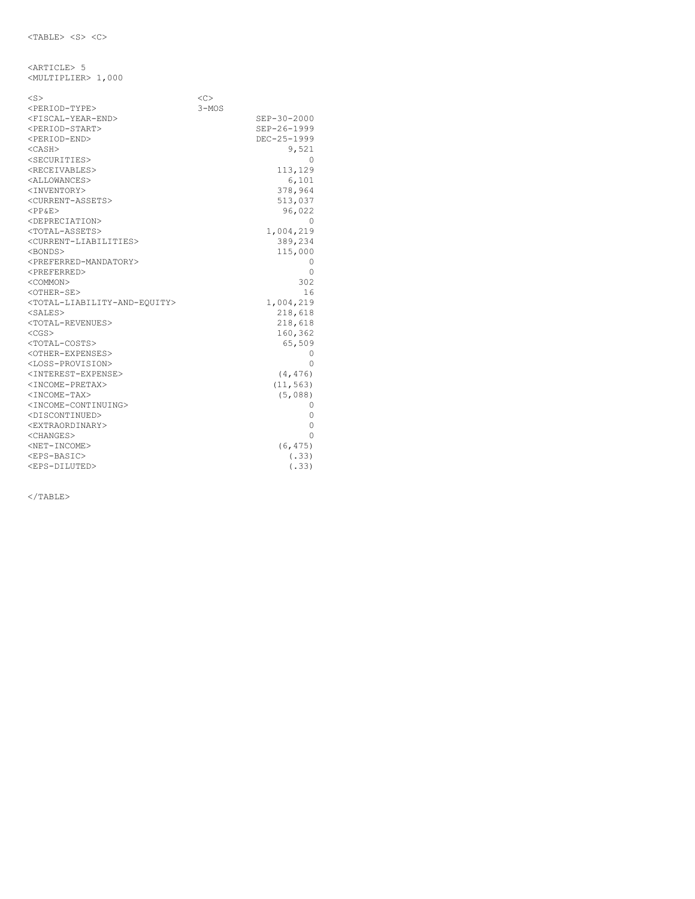```
<TABLE> <S> <C>


<ARTICLE> 5
<MULTIPLIER> 1,000

<S>                             <C>
<PERIOD-TYPE>                   3-MOS
<FISCAL-YEAR-END>                          SEP-30-2000
<PERIOD-START>                             SEP-26-1999
<PERIOD-END>                               DEC-25-1999
<CASH>                                           9,521
<SECURITIES>                                         0
<RECEIVABLES>                                  113,129
<ALLOWANCES>                                     6,101
<INVENTORY>                                    378,964
<CURRENT-ASSETS>                               513,037
<PP&E>                                          96,022
<DEPRECIATION>                                       0
<TOTAL-ASSETS>                               1,004,219
<CURRENT-LIABILITIES>                          389,234
<BONDS>                                        115,000
<PREFERRED-MANDATORY>                                0
<PREFERRED>                                          0
<COMMON>                                           302
<OTHER-SE>                                          16
<TOTAL-LIABILITY-AND-EQUITY>                 1,004,219
<SALES>                                        218,618
<TOTAL-REVENUES>                               218,618
<CGS>                                          160,362
<TOTAL-COSTS>                                   65,509
<OTHER-EXPENSES>                                     0
<LOSS-PROVISION>                                     0
<INTEREST-EXPENSE>                             (4,476)
<INCOME-PRETAX>                               (11,563)
<INCOME-TAX>                                   (5,088)
<INCOME-CONTINUING>                                  0
<DISCONTINUED>                                       0
<EXTRAORDINARY>                                      0
<CHANGES>                                            0
<NET-INCOME>                                   (6,475)
<EPS-BASIC>                                      (.33)
<EPS-DILUTED>                                    (.33)

</TABLE>
```